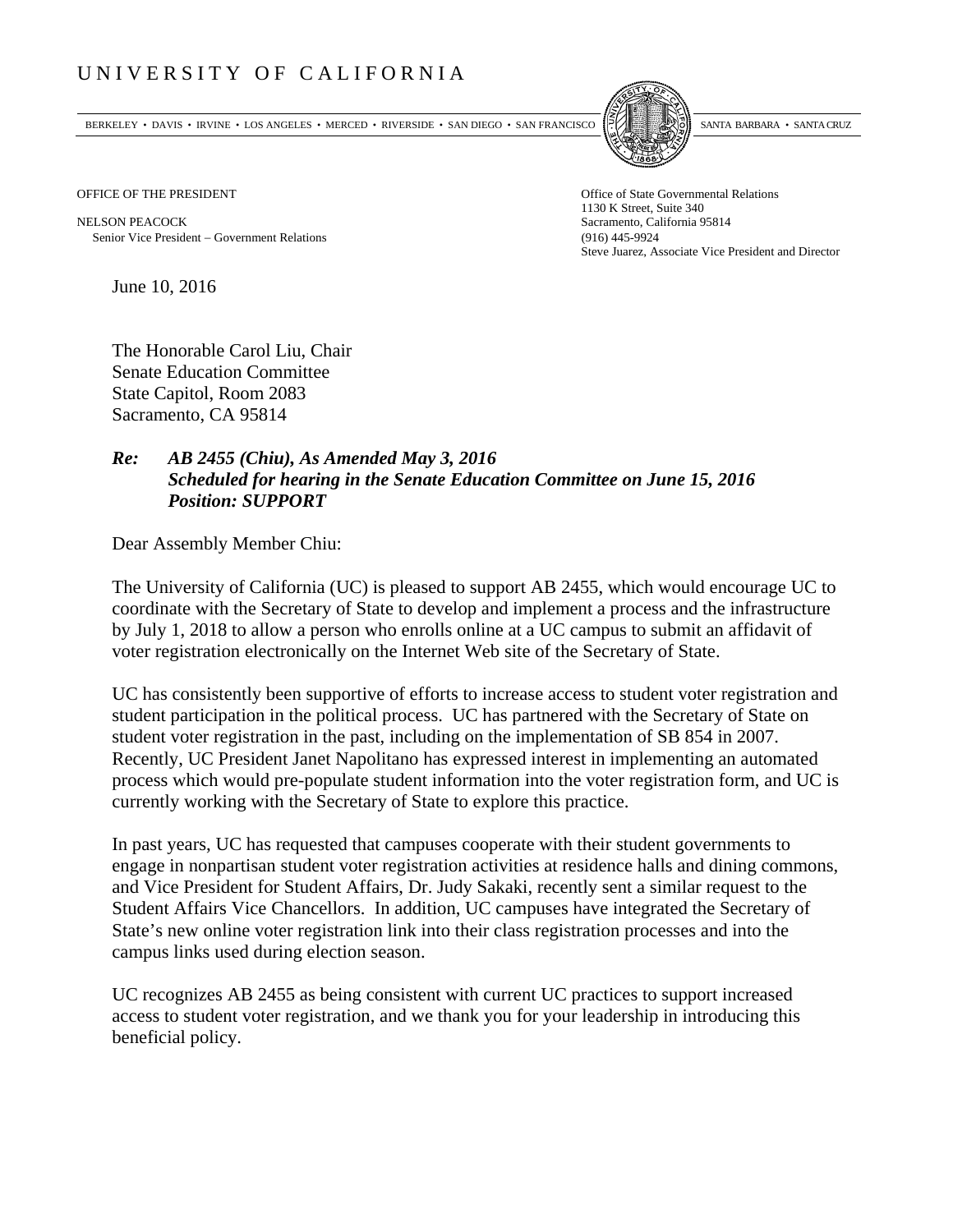# UNIVERSITY OF CALIFORNIA

BERKELEY • DAVIS • IRVINE • LOS ANGELES • MERCED • RIVERSIDE • SAN DIEGO • SAN FRANCISCO SANTA BARBARA • SANTA CRUZ

OFFICE OF THE PRESIDENT

NELSON PEACOCK
Senior Vice President – Government Relations

Office of State Governmental Relations
1130 K Street, Suite 340
Sacramento, California 95814
(916) 445-9924
Steve Juarez, Associate Vice President and Director

June 10, 2016

The Honorable Carol Liu, Chair
Senate Education Committee
State Capitol, Room 2083
Sacramento, CA 95814

***Re: AB 2455 (Chiu), As Amended May 3, 2016***
***Scheduled for hearing in the Senate Education Committee on June 15, 2016***
***Position: SUPPORT***

Dear Assembly Member Chiu:

The University of California (UC) is pleased to support AB 2455, which would encourage UC to coordinate with the Secretary of State to develop and implement a process and the infrastructure by July 1, 2018 to allow a person who enrolls online at a UC campus to submit an affidavit of voter registration electronically on the Internet Web site of the Secretary of State.

UC has consistently been supportive of efforts to increase access to student voter registration and student participation in the political process. UC has partnered with the Secretary of State on student voter registration in the past, including on the implementation of SB 854 in 2007. Recently, UC President Janet Napolitano has expressed interest in implementing an automated process which would pre-populate student information into the voter registration form, and UC is currently working with the Secretary of State to explore this practice.

In past years, UC has requested that campuses cooperate with their student governments to engage in nonpartisan student voter registration activities at residence halls and dining commons, and Vice President for Student Affairs, Dr. Judy Sakaki, recently sent a similar request to the Student Affairs Vice Chancellors. In addition, UC campuses have integrated the Secretary of State's new online voter registration link into their class registration processes and into the campus links used during election season.

UC recognizes AB 2455 as being consistent with current UC practices to support increased access to student voter registration, and we thank you for your leadership in introducing this beneficial policy.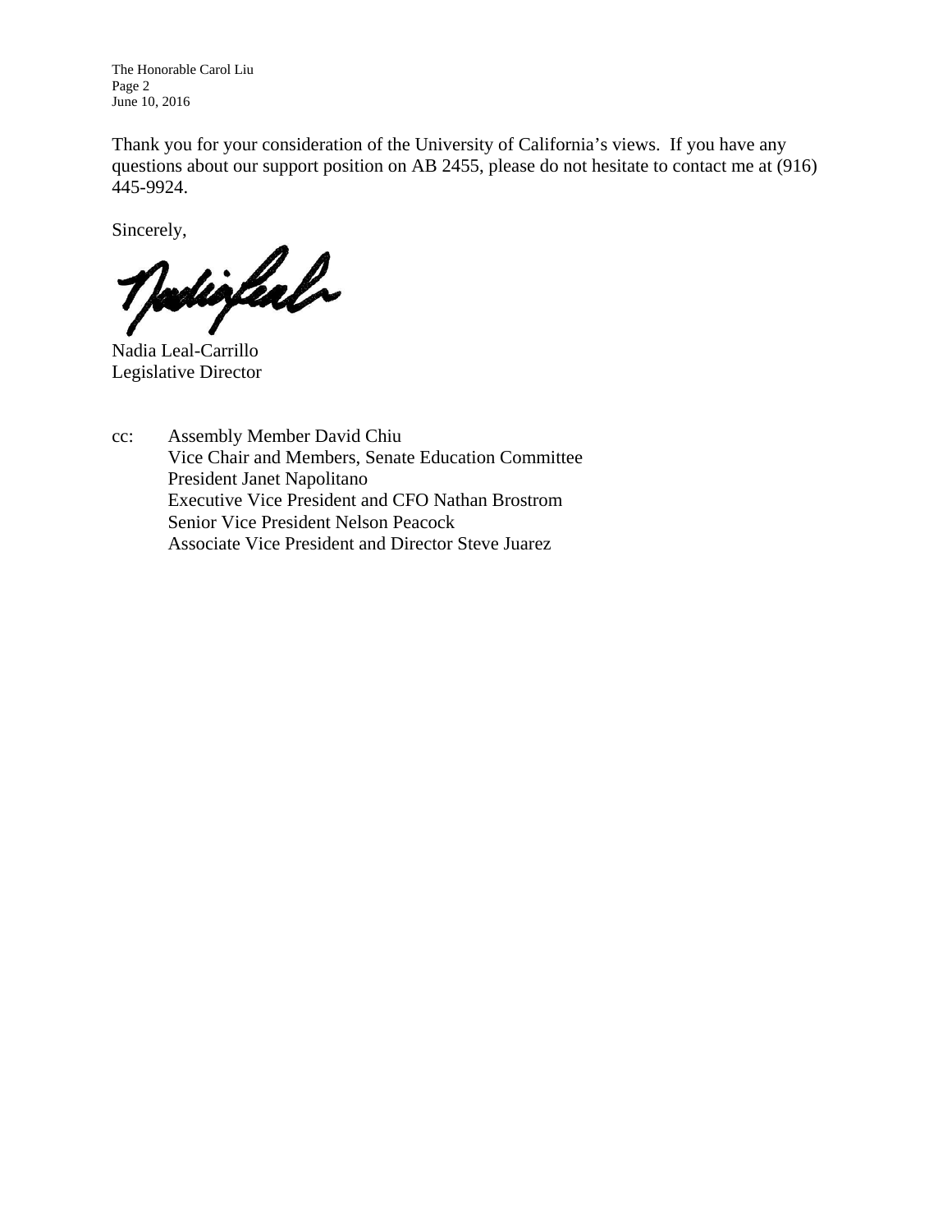Thank you for your consideration of the University of California's views. If you have any questions about our support position on AB 2455, please do not hesitate to contact me at (916) 445-9924.

Sincerely,

Nadia Leal-Carrillo
Legislative Director

cc: Assembly Member David Chiu
Vice Chair and Members, Senate Education Committee
President Janet Napolitano
Executive Vice President and CFO Nathan Brostrom
Senior Vice President Nelson Peacock
Associate Vice President and Director Steve Juarez